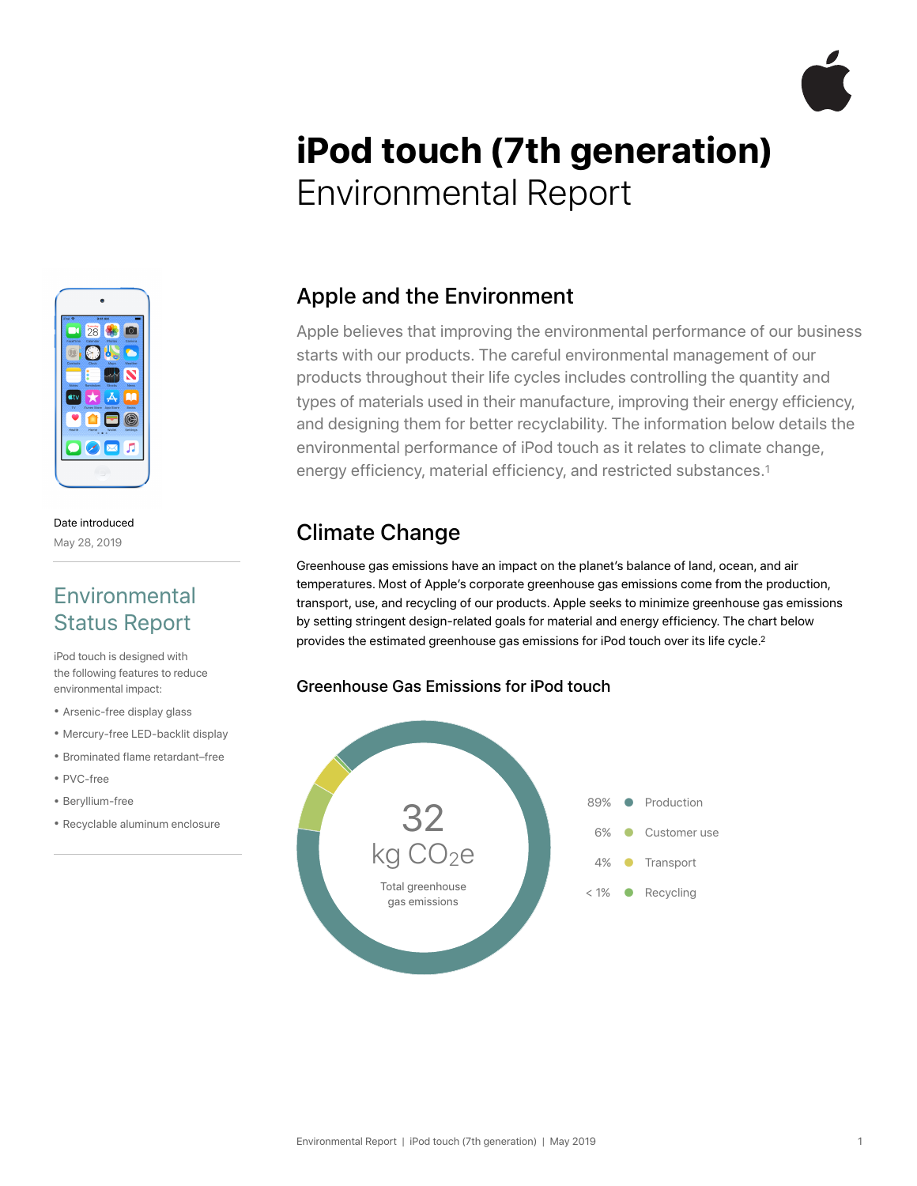# iPod touch (7th generation) Environmental Report

Date introduced

May 28, 2019

## Environmental Status Report

iPod touch is designed with the following features to reduce environmental impact:

- Arsenic-free display glass
- Mercury-free LED-backlit display
- Brominated flame retardant–free
- PVC-free
- Beryllium-free
- Recyclable aluminum enclosure

## Apple and the Environment

Apple believes that improving the environmental performance of our business starts with our products. The careful environmental management of our products throughout their life cycles includes controlling the quantity and types of materials used in their manufacture, improving their energy efficiency, and designing them for better recyclability. The information below details the environmental performance of iPod touch as it relates to climate change, energy efficiency, material efficiency, and restricted substances.[1]

## Climate Change

Greenhouse gas emissions have an impact on the planet's balance of land, ocean, and air temperatures. Most of Apple's corporate greenhouse gas emissions come from the production, transport, use, and recycling of our products. Apple seeks to minimize greenhouse gas emissions by setting stringent design-related goals for material and energy efficiency. The chart below provides the estimated greenhouse gas emissions for iPod touch over its life cycle.[2]

### Greenhouse Gas Emissions for iPod touch

32 kg $CO_2e$

Total greenhouse gas emissions

| Share | Phase |
|---|---|
| 89% | Production |
| 6% | Customer use |
| 4% | Transport |
| < 1% | Recycling |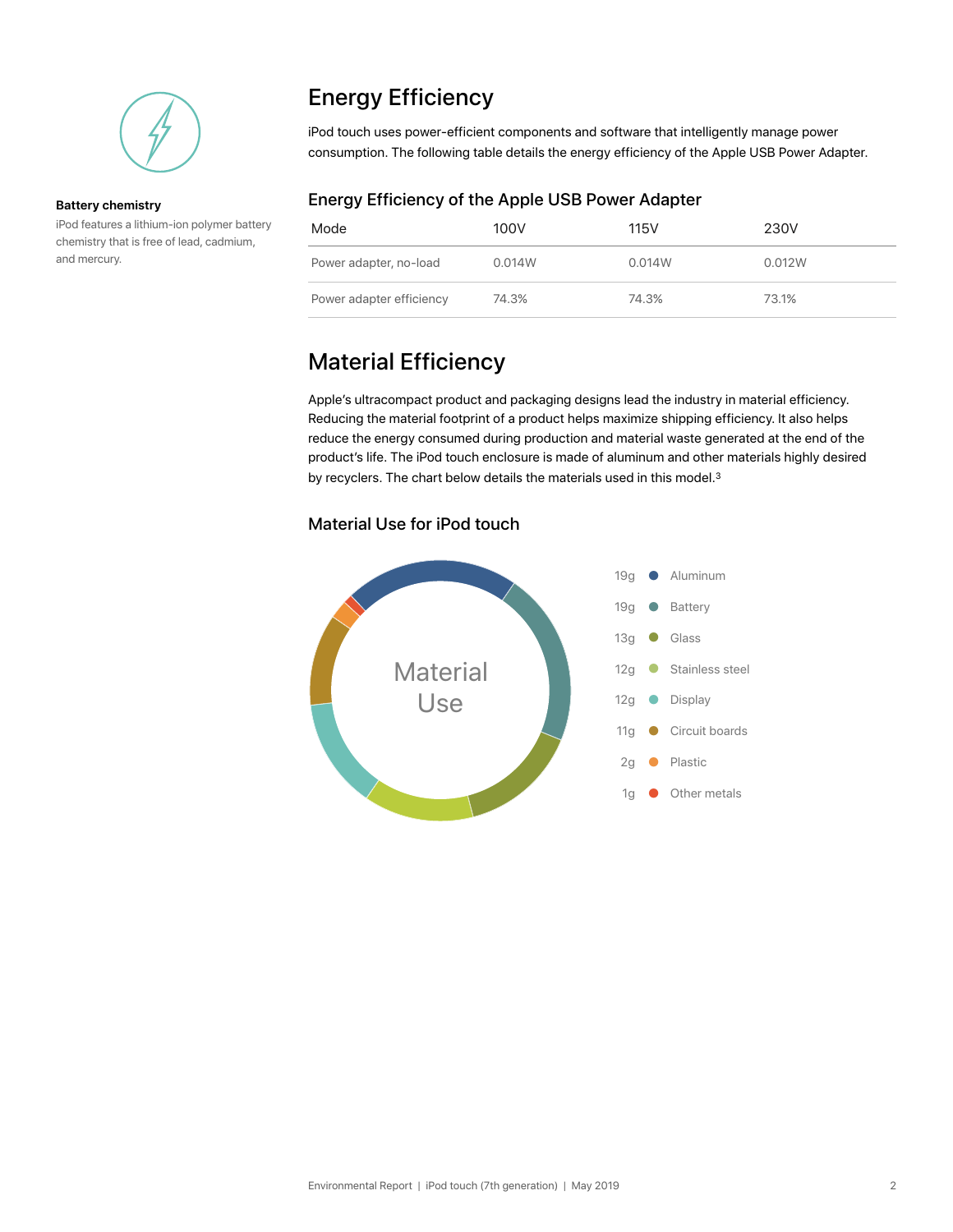**Battery chemistry**

iPod features a lithium-ion polymer battery chemistry that is free of lead, cadmium, and mercury.

# Energy Efficiency

iPod touch uses power-efficient components and software that intelligently manage power consumption. The following table details the energy efficiency of the Apple USB Power Adapter.

## Energy Efficiency of the Apple USB Power Adapter

| Mode | 100V | 115V | 230V |
|---|---|---|---|
| Power adapter, no-load | 0.014W | 0.014W | 0.012W |
| Power adapter efficiency | 74.3% | 74.3% | 73.1% |

# Material Efficiency

Apple's ultracompact product and packaging designs lead the industry in material efficiency. Reducing the material footprint of a product helps maximize shipping efficiency. It also helps reduce the energy consumed during production and material waste generated at the end of the product's life. The iPod touch enclosure is made of aluminum and other materials highly desired by recyclers. The chart below details the materials used in this model.[3]

## Material Use for iPod touch

Material Use

| Weight | Material |
|---|---|
| 19g | Aluminum |
| 19g | Battery |
| 13g | Glass |
| 12g | Stainless steel |
| 12g | Display |
| 11g | Circuit boards |
| 2g | Plastic |
| 1g | Other metals |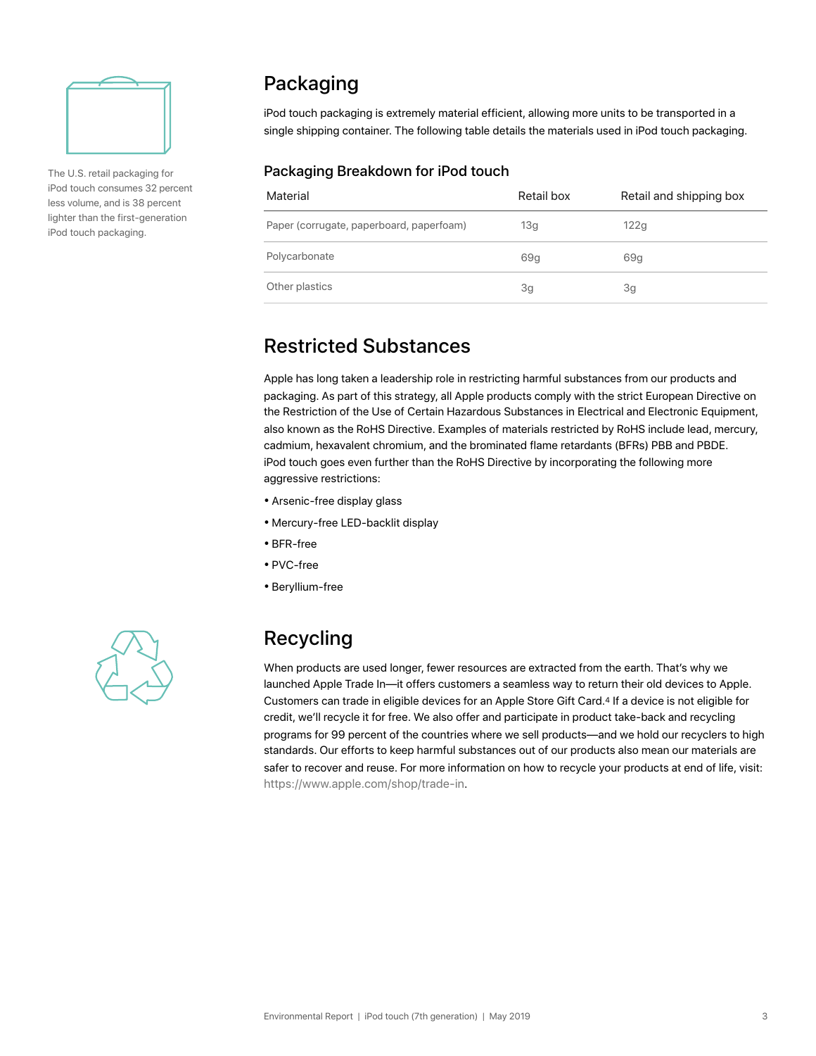The U.S. retail packaging for iPod touch consumes 32 percent less volume, and is 38 percent lighter than the first-generation iPod touch packaging.

## Packaging

iPod touch packaging is extremely material efficient, allowing more units to be transported in a single shipping container. The following table details the materials used in iPod touch packaging.

### Packaging Breakdown for iPod touch

| Material | Retail box | Retail and shipping box |
|---|---|---|
| Paper (corrugate, paperboard, paperfoam) | 13g | 122g |
| Polycarbonate | 69g | 69g |
| Other plastics | 3g | 3g |

## Restricted Substances

Apple has long taken a leadership role in restricting harmful substances from our products and packaging. As part of this strategy, all Apple products comply with the strict European Directive on the Restriction of the Use of Certain Hazardous Substances in Electrical and Electronic Equipment, also known as the RoHS Directive. Examples of materials restricted by RoHS include lead, mercury, cadmium, hexavalent chromium, and the brominated flame retardants (BFRs) PBB and PBDE. iPod touch goes even further than the RoHS Directive by incorporating the following more aggressive restrictions:

- Arsenic-free display glass
- Mercury-free LED-backlit display
- BFR-free
- PVC-free
- Beryllium-free

## Recycling

When products are used longer, fewer resources are extracted from the earth. That's why we launched Apple Trade In—it offers customers a seamless way to return their old devices to Apple. Customers can trade in eligible devices for an Apple Store Gift Card.[4] If a device is not eligible for credit, we'll recycle it for free. We also offer and participate in product take-back and recycling programs for 99 percent of the countries where we sell products—and we hold our recyclers to high standards. Our efforts to keep harmful substances out of our products also mean our materials are safer to recover and reuse. For more information on how to recycle your products at end of life, visit: https://www.apple.com/shop/trade-in.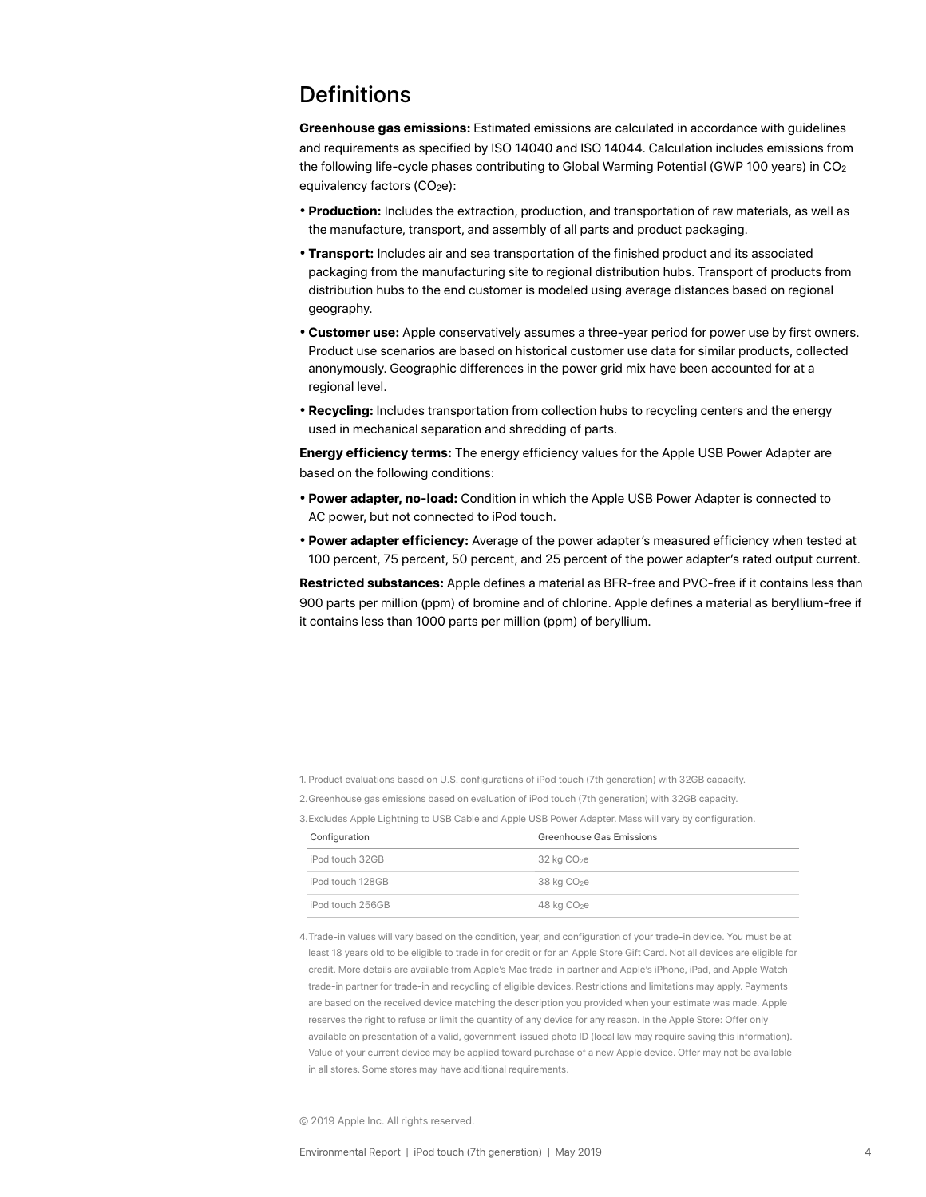## Definitions

**Greenhouse gas emissions:** Estimated emissions are calculated in accordance with guidelines and requirements as specified by ISO 14040 and ISO 14044. Calculation includes emissions from the following life-cycle phases contributing to Global Warming Potential (GWP 100 years) in $CO_2$ equivalency factors ($CO_2e$):

- **Production:** Includes the extraction, production, and transportation of raw materials, as well as the manufacture, transport, and assembly of all parts and product packaging.
- **Transport:** Includes air and sea transportation of the finished product and its associated packaging from the manufacturing site to regional distribution hubs. Transport of products from distribution hubs to the end customer is modeled using average distances based on regional geography.
- **Customer use:** Apple conservatively assumes a three-year period for power use by first owners. Product use scenarios are based on historical customer use data for similar products, collected anonymously. Geographic differences in the power grid mix have been accounted for at a regional level.
- **Recycling:** Includes transportation from collection hubs to recycling centers and the energy used in mechanical separation and shredding of parts.

**Energy efficiency terms:** The energy efficiency values for the Apple USB Power Adapter are based on the following conditions:

- **Power adapter, no-load:** Condition in which the Apple USB Power Adapter is connected to AC power, but not connected to iPod touch.
- **Power adapter efficiency:** Average of the power adapter's measured efficiency when tested at 100 percent, 75 percent, 50 percent, and 25 percent of the power adapter's rated output current.

**Restricted substances:** Apple defines a material as BFR-free and PVC-free if it contains less than 900 parts per million (ppm) of bromine and of chlorine. Apple defines a material as beryllium-free if it contains less than 1000 parts per million (ppm) of beryllium.

1. Product evaluations based on U.S. configurations of iPod touch (7th generation) with 32GB capacity.
2. Greenhouse gas emissions based on evaluation of iPod touch (7th generation) with 32GB capacity.
3. Excludes Apple Lightning to USB Cable and Apple USB Power Adapter. Mass will vary by configuration.

| Configuration | Greenhouse Gas Emissions |
|---|---|
| iPod touch 32GB | 32 kg $CO_2e$ |
| iPod touch 128GB | 38 kg $CO_2e$ |
| iPod touch 256GB | 48 kg $CO_2e$ |

4. Trade-in values will vary based on the condition, year, and configuration of your trade-in device. You must be at least 18 years old to be eligible to trade in for credit or for an Apple Store Gift Card. Not all devices are eligible for credit. More details are available from Apple's Mac trade-in partner and Apple's iPhone, iPad, and Apple Watch trade-in partner for trade-in and recycling of eligible devices. Restrictions and limitations may apply. Payments are based on the received device matching the description you provided when your estimate was made. Apple reserves the right to refuse or limit the quantity of any device for any reason. In the Apple Store: Offer only available on presentation of a valid, government-issued photo ID (local law may require saving this information). Value of your current device may be applied toward purchase of a new Apple device. Offer may not be available in all stores. Some stores may have additional requirements.

© 2019 Apple Inc. All rights reserved.